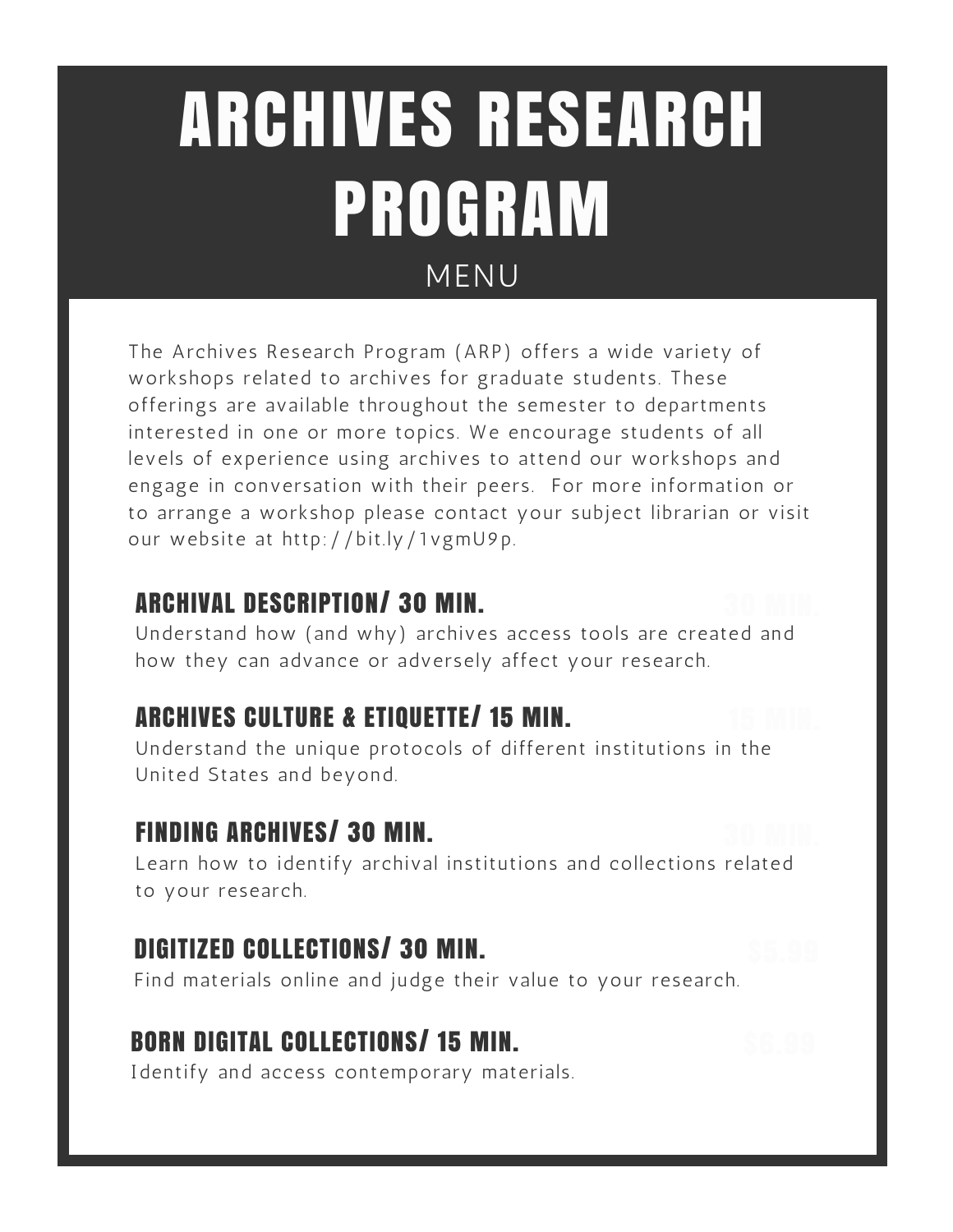# ARCHIVES RESEARCH PROGRAM

MENU

The Archives Research Program (ARP) offers a wide variety of workshops related to archives for graduate students. These offerings are available throughout the semester to departments interested in one or more topics. We encourage students of all levels of experience using archives to attend our workshops and engage in conversation with their peers. For more information or to arrange a workshop please contact your subject librarian or visit our website at http://bit.ly/1vgmU9p.

### ARCHIVAL DESCRIPTION/ 30 MIN.

Understand how (and why) archives access tools are created and how they can advance or adversely affect your research.

### ARCHIVES CULTURE & ETIQUETTE/ 15 MIN.

Understand the unique protocols of different institutions in the United States and beyond.

### FINDING ARCHIVES/ 30 MIN.

Learn how to identify archival institutions and collections related to your research.

### DIGITIZED COLLECTIONS/ 30 MIN.

Find materials online and judge their value to your research.

### BORN DIGITAL COLLECTIONS/ 15 MIN.

Identify and access contemporary materials.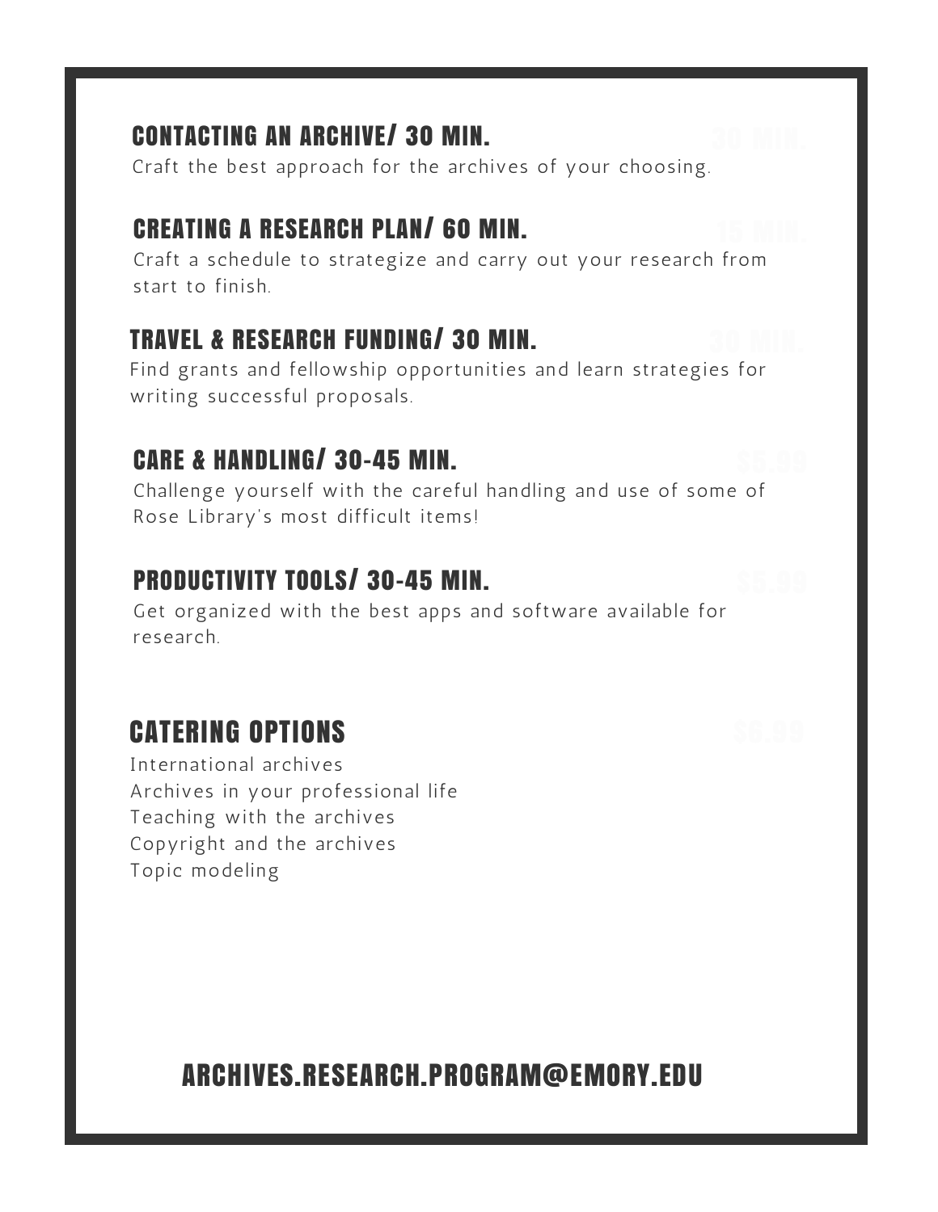### CONTACTING AN ARCHIVE/ 30 MIN.

Craft the best approach for the archives of your choosing.

### CREATING A RESEARCH PLAN/ 60 MIN.

Craft a schedule to strategize and carry out your research from start to finish.

### TRAVEL & RESEARCH FUNDING/ 30 MIN.

Find grants and fellowship opportunities and learn strategies for writing successful proposals.

### CARE & HANDLING/ 30-45 MIN.

Challenge yourself with the careful handling and use of some of Rose Library's most difficult items!

### PRODUCTIVITY TOOLS/ 30-45 MIN.

Get organized with the best apps and software available for research.

## CATERING OPTIONS

International archives
Archives in your professional life
Teaching with the archives
Copyright and the archives
Topic modeling

**ARCHIVES.RESEARCH.PROGRAM@EMORY.EDU**